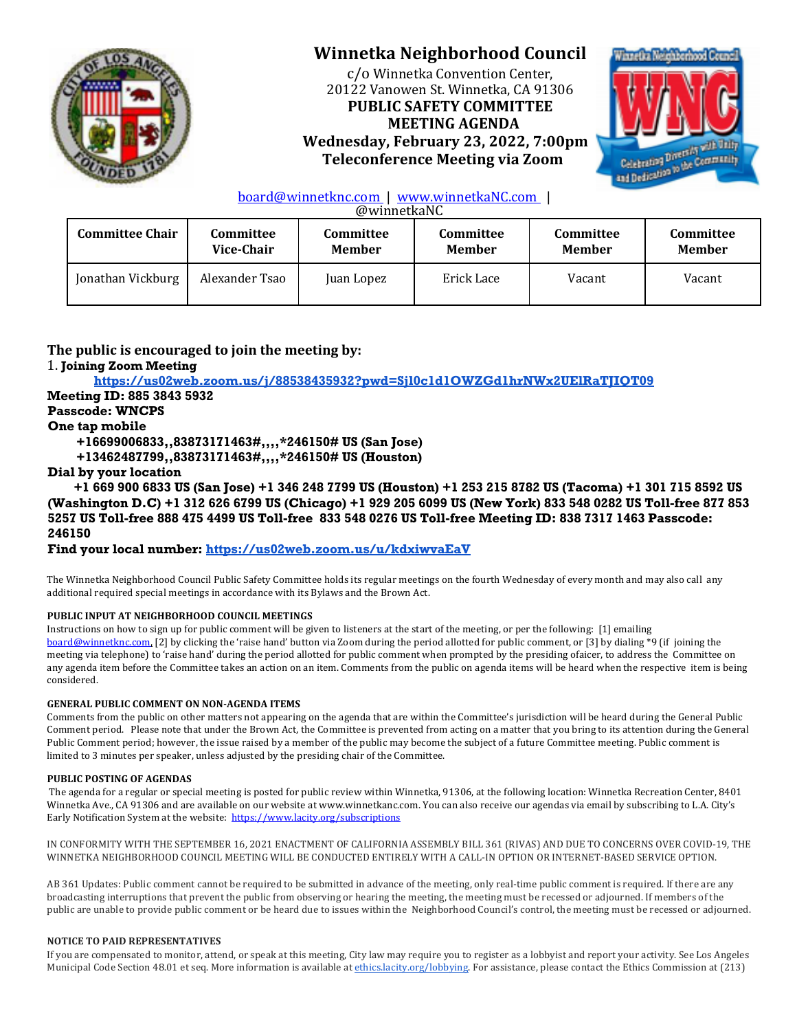# Winnetka Neighborhood Council

c/o Winnetka Convention Center,
20122 Vanowen St. Winnetka, CA 91306

**PUBLIC SAFETY COMMITTEE**
**MEETING AGENDA**
**Wednesday, February 23, 2022, 7:00pm**
**Teleconference Meeting via Zoom**

board@winnetknc.com | www.winnetkaNC.com | @winnetkaNC

| Committee Chair | Committee Vice-Chair | Committee Member | Committee Member | Committee Member | Committee Member |
|---|---|---|---|---|---|
| Jonathan Vickburg | Alexander Tsao | Juan Lopez | Erick Lace | Vacant | Vacant |

## The public is encouraged to join the meeting by:

1. **Joining Zoom Meeting**
   **https://us02web.zoom.us/j/88538435932?pwd=Sjl0c1d1OWZGd1hrNWx2UElRaTJIQT09**

**Meeting ID: 885 3843 5932**
**Passcode: WNCPS**
**One tap mobile**
**+16699006833,,83873171463#,,,,*246150# US (San Jose)**
**+13462487799,,83873171463#,,,,*246150# US (Houston)**
**Dial by your location**
**+1 669 900 6833 US (San Jose) +1 346 248 7799 US (Houston) +1 253 215 8782 US (Tacoma) +1 301 715 8592 US (Washington D.C) +1 312 626 6799 US (Chicago) +1 929 205 6099 US (New York) 833 548 0282 US Toll-free 877 853 5257 US Toll-free 888 475 4499 US Toll-free 833 548 0276 US Toll-free Meeting ID: 838 7317 1463 Passcode: 246150**
**Find your local number: https://us02web.zoom.us/u/kdxiwvaEaV**

The Winnetka Neighborhood Council Public Safety Committee holds its regular meetings on the fourth Wednesday of every month and may also call any additional required special meetings in accordance with its Bylaws and the Brown Act.

**PUBLIC INPUT AT NEIGHBORHOOD COUNCIL MEETINGS**
Instructions on how to sign up for public comment will be given to listeners at the start of the meeting, or per the following: [1] emailing board@winnetknc.com, [2] by clicking the 'raise hand' button via Zoom during the period allotted for public comment, or [3] by dialing *9 (if joining the meeting via telephone) to 'raise hand' during the period allotted for public comment when prompted by the presiding ofaicer, to address the Committee on any agenda item before the Committee takes an action on an item. Comments from the public on agenda items will be heard when the respective item is being considered.

**GENERAL PUBLIC COMMENT ON NON-AGENDA ITEMS**
Comments from the public on other matters not appearing on the agenda that are within the Committee's jurisdiction will be heard during the General Public Comment period. Please note that under the Brown Act, the Committee is prevented from acting on a matter that you bring to its attention during the General Public Comment period; however, the issue raised by a member of the public may become the subject of a future Committee meeting. Public comment is limited to 3 minutes per speaker, unless adjusted by the presiding chair of the Committee.

**PUBLIC POSTING OF AGENDAS**
The agenda for a regular or special meeting is posted for public review within Winnetka, 91306, at the following location: Winnetka Recreation Center, 8401 Winnetka Ave., CA 91306 and are available on our website at www.winnetkanc.com. You can also receive our agendas via email by subscribing to L.A. City's Early Notification System at the website: https://www.lacity.org/subscriptions

IN CONFORMITY WITH THE SEPTEMBER 16, 2021 ENACTMENT OF CALIFORNIA ASSEMBLY BILL 361 (RIVAS) AND DUE TO CONCERNS OVER COVID-19, THE WINNETKA NEIGHBORHOOD COUNCIL MEETING WILL BE CONDUCTED ENTIRELY WITH A CALL-IN OPTION OR INTERNET-BASED SERVICE OPTION.

AB 361 Updates: Public comment cannot be required to be submitted in advance of the meeting, only real-time public comment is required. If there are any broadcasting interruptions that prevent the public from observing or hearing the meeting, the meeting must be recessed or adjourned. If members of the public are unable to provide public comment or be heard due to issues within the Neighborhood Council's control, the meeting must be recessed or adjourned.

**NOTICE TO PAID REPRESENTATIVES**
If you are compensated to monitor, attend, or speak at this meeting, City law may require you to register as a lobbyist and report your activity. See Los Angeles Municipal Code Section 48.01 et seq. More information is available at ethics.lacity.org/lobbying. For assistance, please contact the Ethics Commission at (213)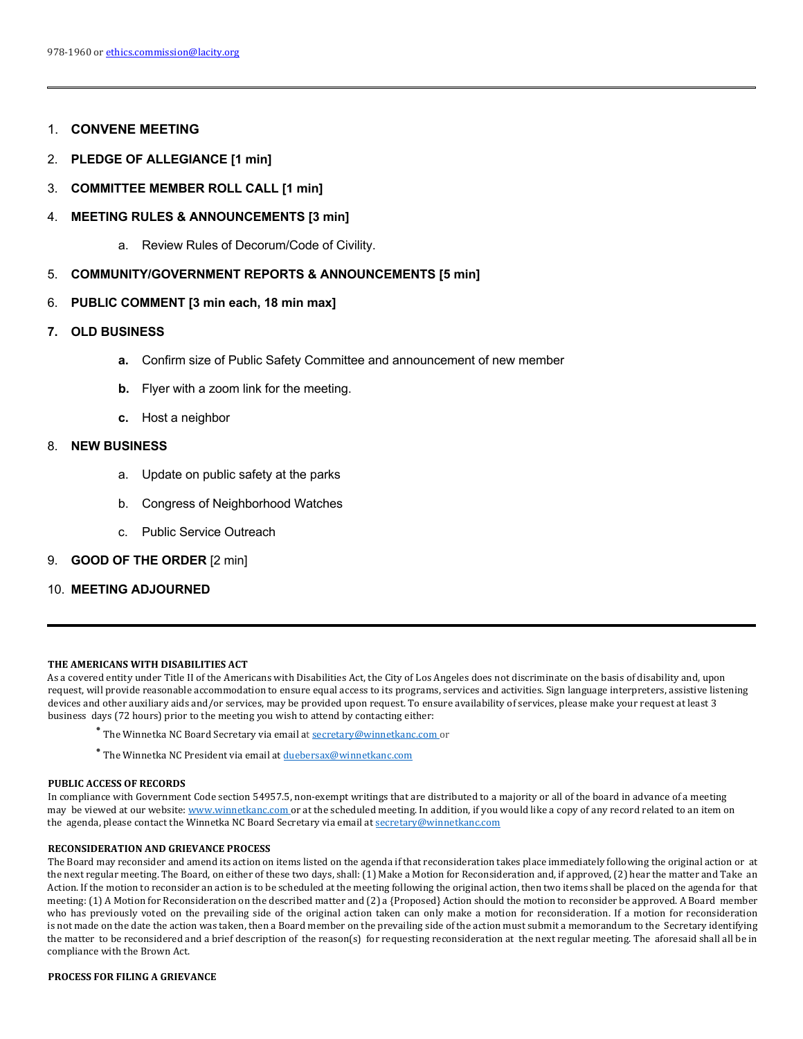978-1960 or ethics.commission@lacity.org

---

1. **CONVENE MEETING**
2. **PLEDGE OF ALLEGIANCE [1 min]**
3. **COMMITTEE MEMBER ROLL CALL [1 min]**
4. **MEETING RULES & ANNOUNCEMENTS [3 min]**
   a. Review Rules of Decorum/Code of Civility.
5. **COMMUNITY/GOVERNMENT REPORTS & ANNOUNCEMENTS [5 min]**
6. **PUBLIC COMMENT [3 min each, 18 min max]**
7. **OLD BUSINESS**
   **a.** Confirm size of Public Safety Committee and announcement of new member
   **b.** Flyer with a zoom link for the meeting.
   **c.** Host a neighbor
8. **NEW BUSINESS**
   a. Update on public safety at the parks
   b. Congress of Neighborhood Watches
   c. Public Service Outreach
9. **GOOD OF THE ORDER** [2 min]
10. **MEETING ADJOURNED**

---

**THE AMERICANS WITH DISABILITIES ACT**

As a covered entity under Title II of the Americans with Disabilities Act, the City of Los Angeles does not discriminate on the basis of disability and, upon request, will provide reasonable accommodation to ensure equal access to its programs, services and activities. Sign language interpreters, assistive listening devices and other auxiliary aids and/or services, may be provided upon request. To ensure availability of services, please make your request at least 3 business days (72 hours) prior to the meeting you wish to attend by contacting either:

- The Winnetka NC Board Secretary via email at secretary@winnetkanc.com or
- The Winnetka NC President via email at duebersax@winnetkanc.com

**PUBLIC ACCESS OF RECORDS**

In compliance with Government Code section 54957.5, non-exempt writings that are distributed to a majority or all of the board in advance of a meeting may be viewed at our website: www.winnetkanc.com or at the scheduled meeting. In addition, if you would like a copy of any record related to an item on the agenda, please contact the Winnetka NC Board Secretary via email at secretary@winnetkanc.com

**RECONSIDERATION AND GRIEVANCE PROCESS**

The Board may reconsider and amend its action on items listed on the agenda if that reconsideration takes place immediately following the original action or at the next regular meeting. The Board, on either of these two days, shall: (1) Make a Motion for Reconsideration and, if approved, (2) hear the matter and Take an Action. If the motion to reconsider an action is to be scheduled at the meeting following the original action, then two items shall be placed on the agenda for that meeting: (1) A Motion for Reconsideration on the described matter and (2) a {Proposed} Action should the motion to reconsider be approved. A Board member who has previously voted on the prevailing side of the original action taken can only make a motion for reconsideration. If a motion for reconsideration is not made on the date the action was taken, then a Board member on the prevailing side of the action must submit a memorandum to the Secretary identifying the matter to be reconsidered and a brief description of the reason(s) for requesting reconsideration at the next regular meeting. The aforesaid shall all be in compliance with the Brown Act.

**PROCESS FOR FILING A GRIEVANCE**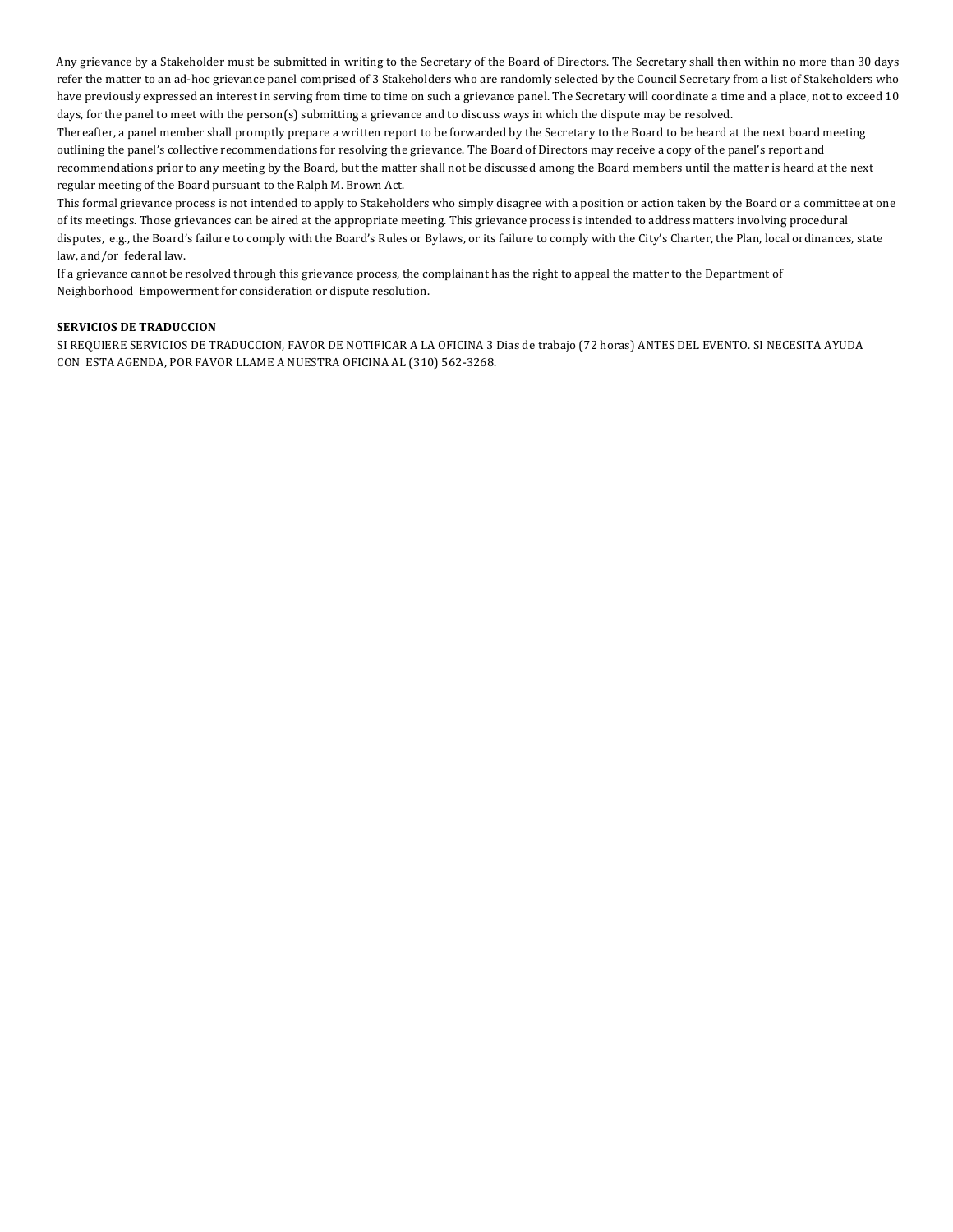Any grievance by a Stakeholder must be submitted in writing to the Secretary of the Board of Directors. The Secretary shall then within no more than 30 days refer the matter to an ad-hoc grievance panel comprised of 3 Stakeholders who are randomly selected by the Council Secretary from a list of Stakeholders who have previously expressed an interest in serving from time to time on such a grievance panel. The Secretary will coordinate a time and a place, not to exceed 10 days, for the panel to meet with the person(s) submitting a grievance and to discuss ways in which the dispute may be resolved.

Thereafter, a panel member shall promptly prepare a written report to be forwarded by the Secretary to the Board to be heard at the next board meeting outlining the panel's collective recommendations for resolving the grievance. The Board of Directors may receive a copy of the panel's report and recommendations prior to any meeting by the Board, but the matter shall not be discussed among the Board members until the matter is heard at the next regular meeting of the Board pursuant to the Ralph M. Brown Act.

This formal grievance process is not intended to apply to Stakeholders who simply disagree with a position or action taken by the Board or a committee at one of its meetings. Those grievances can be aired at the appropriate meeting. This grievance process is intended to address matters involving procedural disputes, e.g., the Board's failure to comply with the Board's Rules or Bylaws, or its failure to comply with the City's Charter, the Plan, local ordinances, state law, and/or federal law.

If a grievance cannot be resolved through this grievance process, the complainant has the right to appeal the matter to the Department of Neighborhood Empowerment for consideration or dispute resolution.

**SERVICIOS DE TRADUCCION**

SI REQUIERE SERVICIOS DE TRADUCCION, FAVOR DE NOTIFICAR A LA OFICINA 3 Dias de trabajo (72 horas) ANTES DEL EVENTO. SI NECESITA AYUDA CON ESTA AGENDA, POR FAVOR LLAME A NUESTRA OFICINA AL (310) 562-3268.